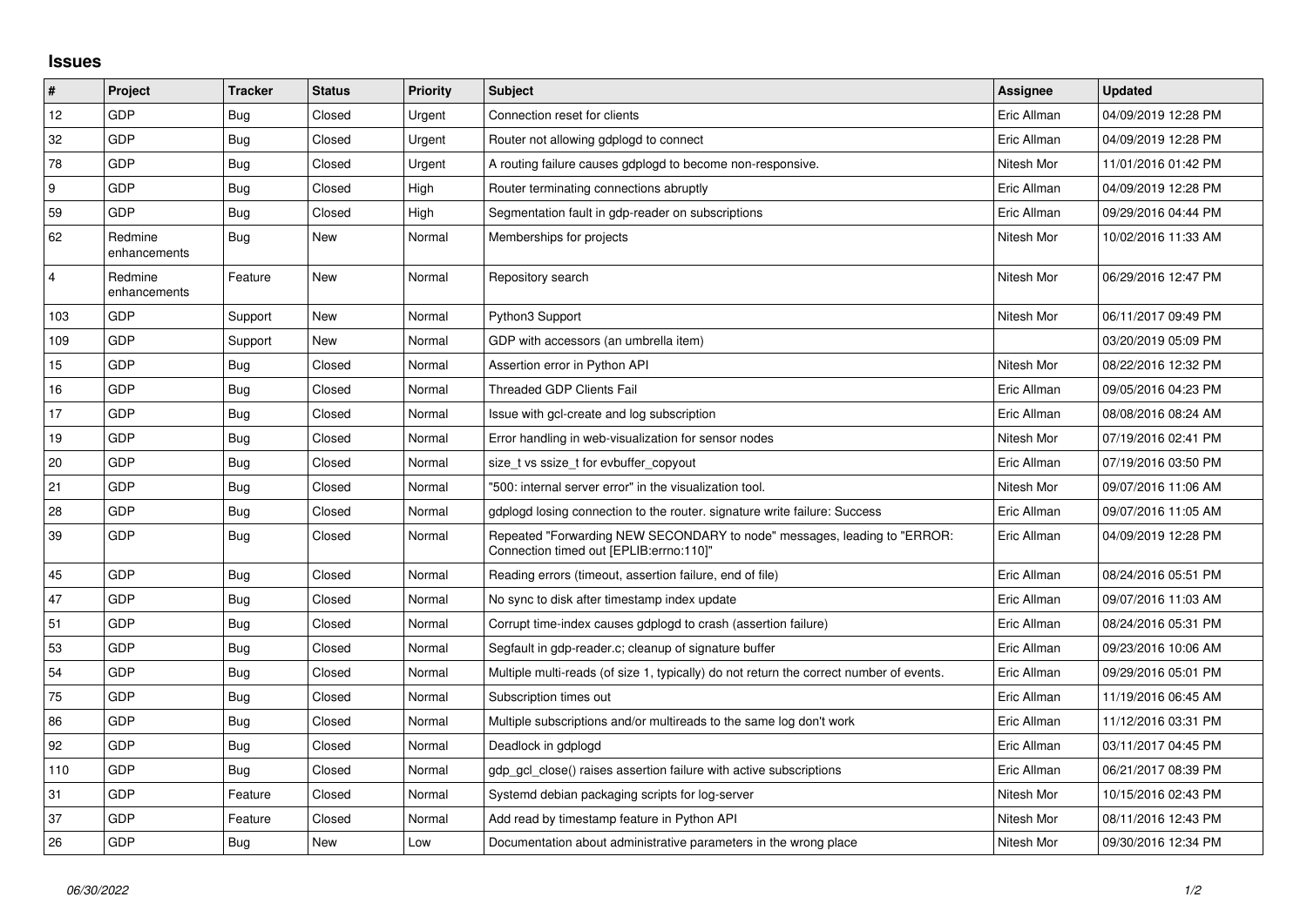# Issues

| # | Project | Tracker | Status | Priority | Subject | Assignee | Updated |
|---|---|---|---|---|---|---|---|
| 12 | GDP | Bug | Closed | Urgent | Connection reset for clients | Eric Allman | 04/09/2019 12:28 PM |
| 32 | GDP | Bug | Closed | Urgent | Router not allowing gdplogd to connect | Eric Allman | 04/09/2019 12:28 PM |
| 78 | GDP | Bug | Closed | Urgent | A routing failure causes gdplogd to become non-responsive. | Nitesh Mor | 11/01/2016 01:42 PM |
| 9 | GDP | Bug | Closed | High | Router terminating connections abruptly | Eric Allman | 04/09/2019 12:28 PM |
| 59 | GDP | Bug | Closed | High | Segmentation fault in gdp-reader on subscriptions | Eric Allman | 09/29/2016 04:44 PM |
| 62 | Redmine enhancements | Bug | New | Normal | Memberships for projects | Nitesh Mor | 10/02/2016 11:33 AM |
| 4 | Redmine enhancements | Feature | New | Normal | Repository search | Nitesh Mor | 06/29/2016 12:47 PM |
| 103 | GDP | Support | New | Normal | Python3 Support | Nitesh Mor | 06/11/2017 09:49 PM |
| 109 | GDP | Support | New | Normal | GDP with accessors (an umbrella item) | | 03/20/2019 05:09 PM |
| 15 | GDP | Bug | Closed | Normal | Assertion error in Python API | Nitesh Mor | 08/22/2016 12:32 PM |
| 16 | GDP | Bug | Closed | Normal | Threaded GDP Clients Fail | Eric Allman | 09/05/2016 04:23 PM |
| 17 | GDP | Bug | Closed | Normal | Issue with gcl-create and log subscription | Eric Allman | 08/08/2016 08:24 AM |
| 19 | GDP | Bug | Closed | Normal | Error handling in web-visualization for sensor nodes | Nitesh Mor | 07/19/2016 02:41 PM |
| 20 | GDP | Bug | Closed | Normal | size_t vs ssize_t for evbuffer_copyout | Eric Allman | 07/19/2016 03:50 PM |
| 21 | GDP | Bug | Closed | Normal | "500: internal server error" in the visualization tool. | Nitesh Mor | 09/07/2016 11:06 AM |
| 28 | GDP | Bug | Closed | Normal | gdplogd losing connection to the router. signature write failure: Success | Eric Allman | 09/07/2016 11:05 AM |
| 39 | GDP | Bug | Closed | Normal | Repeated "Forwarding NEW SECONDARY to node" messages, leading to "ERROR: Connection timed out [EPLIB:errno:110]" | Eric Allman | 04/09/2019 12:28 PM |
| 45 | GDP | Bug | Closed | Normal | Reading errors (timeout, assertion failure, end of file) | Eric Allman | 08/24/2016 05:51 PM |
| 47 | GDP | Bug | Closed | Normal | No sync to disk after timestamp index update | Eric Allman | 09/07/2016 11:03 AM |
| 51 | GDP | Bug | Closed | Normal | Corrupt time-index causes gdplogd to crash (assertion failure) | Eric Allman | 08/24/2016 05:31 PM |
| 53 | GDP | Bug | Closed | Normal | Segfault in gdp-reader.c; cleanup of signature buffer | Eric Allman | 09/23/2016 10:06 AM |
| 54 | GDP | Bug | Closed | Normal | Multiple multi-reads (of size 1, typically) do not return the correct number of events. | Eric Allman | 09/29/2016 05:01 PM |
| 75 | GDP | Bug | Closed | Normal | Subscription times out | Eric Allman | 11/19/2016 06:45 AM |
| 86 | GDP | Bug | Closed | Normal | Multiple subscriptions and/or multireads to the same log don't work | Eric Allman | 11/12/2016 03:31 PM |
| 92 | GDP | Bug | Closed | Normal | Deadlock in gdplogd | Eric Allman | 03/11/2017 04:45 PM |
| 110 | GDP | Bug | Closed | Normal | gdp_gcl_close() raises assertion failure with active subscriptions | Eric Allman | 06/21/2017 08:39 PM |
| 31 | GDP | Feature | Closed | Normal | Systemd debian packaging scripts for log-server | Nitesh Mor | 10/15/2016 02:43 PM |
| 37 | GDP | Feature | Closed | Normal | Add read by timestamp feature in Python API | Nitesh Mor | 08/11/2016 12:43 PM |
| 26 | GDP | Bug | New | Low | Documentation about administrative parameters in the wrong place | Nitesh Mor | 09/30/2016 12:34 PM |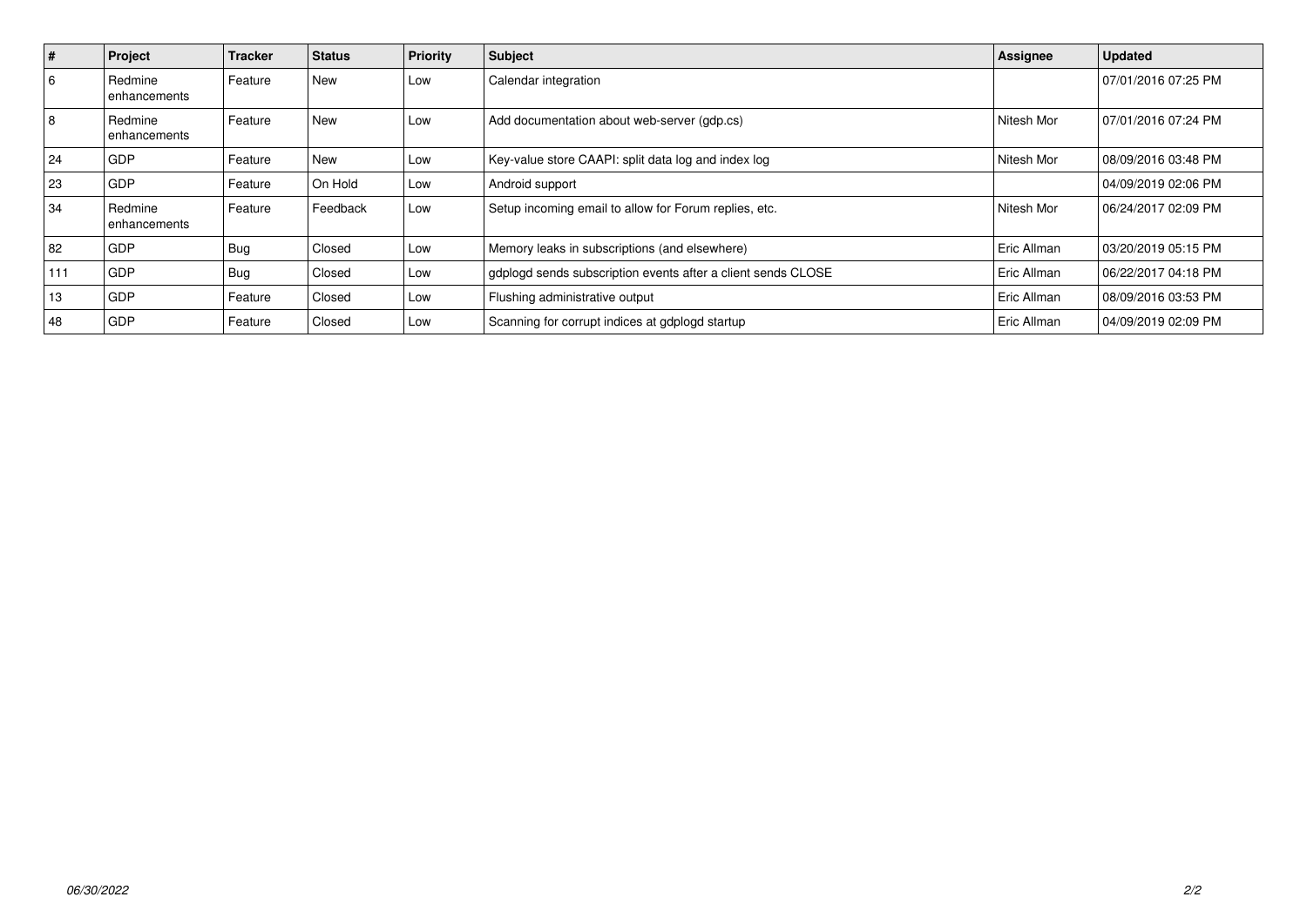| # | Project | Tracker | Status | Priority | Subject | Assignee | Updated |
| --- | --- | --- | --- | --- | --- | --- | --- |
| 6 | Redmine enhancements | Feature | New | Low | Calendar integration | | 07/01/2016 07:25 PM |
| 8 | Redmine enhancements | Feature | New | Low | Add documentation about web-server (gdp.cs) | Nitesh Mor | 07/01/2016 07:24 PM |
| 24 | GDP | Feature | New | Low | Key-value store CAAPI: split data log and index log | Nitesh Mor | 08/09/2016 03:48 PM |
| 23 | GDP | Feature | On Hold | Low | Android support | | 04/09/2019 02:06 PM |
| 34 | Redmine enhancements | Feature | Feedback | Low | Setup incoming email to allow for Forum replies, etc. | Nitesh Mor | 06/24/2017 02:09 PM |
| 82 | GDP | Bug | Closed | Low | Memory leaks in subscriptions (and elsewhere) | Eric Allman | 03/20/2019 05:15 PM |
| 111 | GDP | Bug | Closed | Low | gdplogd sends subscription events after a client sends CLOSE | Eric Allman | 06/22/2017 04:18 PM |
| 13 | GDP | Feature | Closed | Low | Flushing administrative output | Eric Allman | 08/09/2016 03:53 PM |
| 48 | GDP | Feature | Closed | Low | Scanning for corrupt indices at gdplogd startup | Eric Allman | 04/09/2019 02:09 PM |